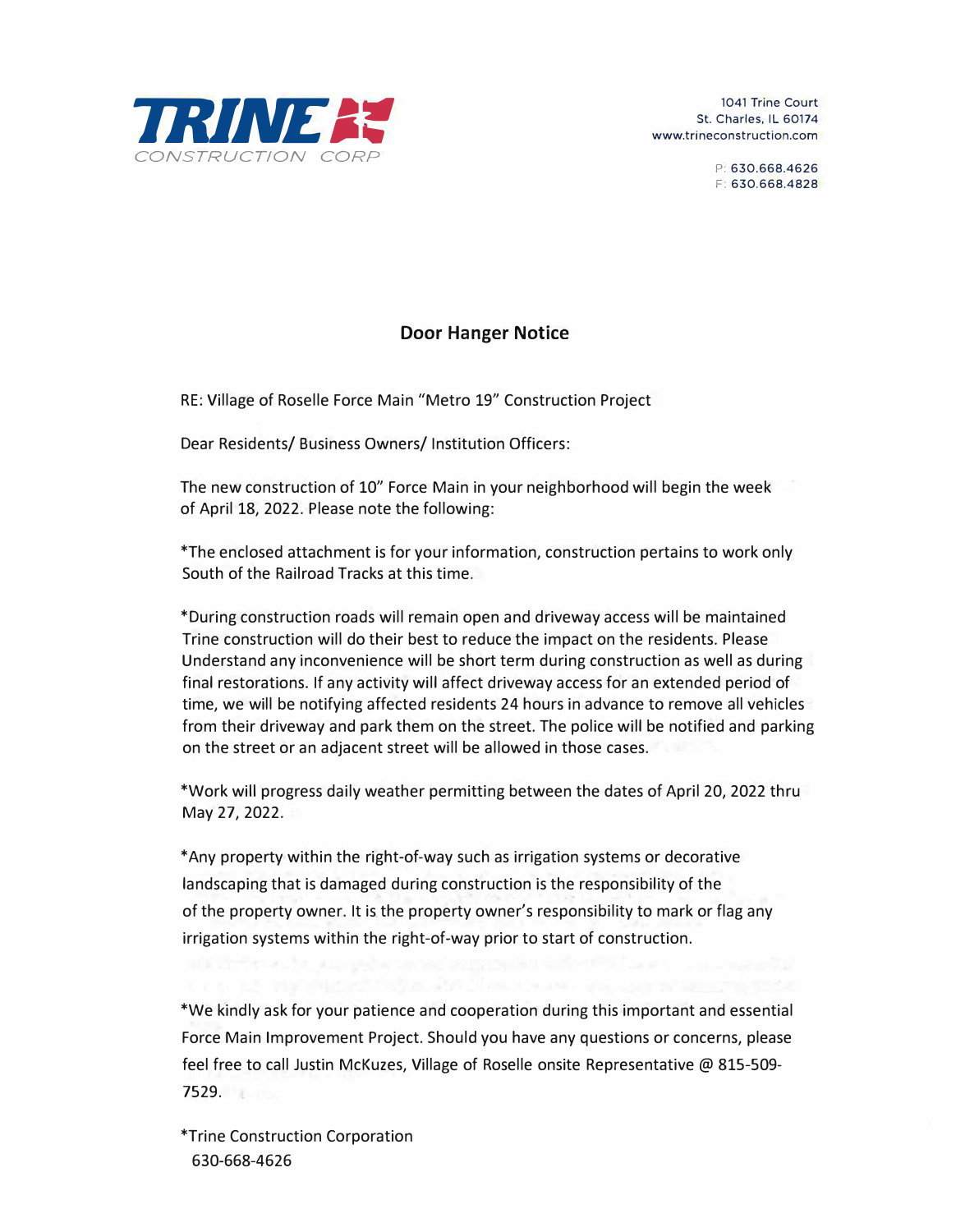**TRINE** CONSTRUCTION CORP

1041 Trine Court
St. Charles, IL 60174
www.trineconstruction.com

P: 630.668.4626
F: 630.668.4828

## Door Hanger Notice

RE: Village of Roselle Force Main "Metro 19" Construction Project

Dear Residents/ Business Owners/ Institution Officers:

The new construction of 10" Force Main in your neighborhood will begin the week of April 18, 2022. Please note the following:

*The enclosed attachment is for your information, construction pertains to work only South of the Railroad Tracks at this time.

*During construction roads will remain open and driveway access will be maintained Trine construction will do their best to reduce the impact on the residents. Please Understand any inconvenience will be short term during construction as well as during final restorations. If any activity will affect driveway access for an extended period of time, we will be notifying affected residents 24 hours in advance to remove all vehicles from their driveway and park them on the street. The police will be notified and parking on the street or an adjacent street will be allowed in those cases.

*Work will progress daily weather permitting between the dates of April 20, 2022 thru May 27, 2022.

*Any property within the right-of-way such as irrigation systems or decorative landscaping that is damaged during construction is the responsibility of the of the property owner. It is the property owner's responsibility to mark or flag any irrigation systems within the right-of-way prior to start of construction.

*We kindly ask for your patience and cooperation during this important and essential Force Main Improvement Project. Should you have any questions or concerns, please feel free to call Justin McKuzes, Village of Roselle onsite Representative @ 815-509-7529.

*Trine Construction Corporation
630-668-4626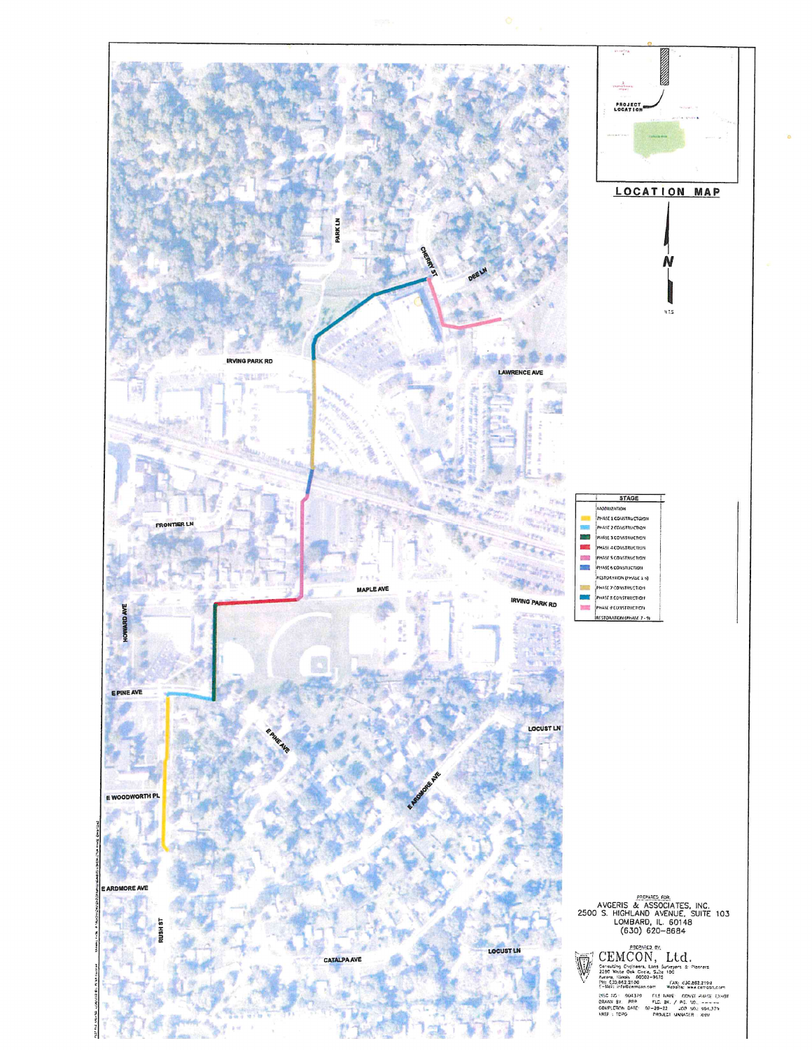## LOCATION MAP

PROJECT LOCATION

N

NTS

PARK LN

CHERRY ST

DEE LN

IRVING PARK RD

LAWRENCE AVE

FRONTIER LN

MAPLE AVE

IRVING PARK RD

HOWARD AVE

E PINE AVE

E PINE AVE

LOCUST LN

E ARDMORE AVE

E WOODWORTH PL

E ARDMORE AVE

RUSH ST

CATALPA AVE

LOCUST LN

| STAGE |
|---|
| MOBILIZATION |
| PHASE 1 CONSTRUCTION |
| PHASE 2 CONSTRUCTION |
| PHASE 3 CONSTRUCTION |
| PHASE 4 CONSTRUCTION |
| PHASE 5 CONSTRUCTION |
| PHASE 6 CONSTRUCTION |
| RESTORATION (PHASE 1-6) |
| PHASE 7 CONSTRUCTION |
| PHASE 8 CONSTRUCTION |
| PHASE 9 CONSTRUCTION |
| RESTORATION (PHASE 7-9) |

PREPARED FOR:
AVGERIS & ASSOCIATES, INC.
2500 S. HIGHLAND AVENUE, SUITE 103
LOMBARD, IL. 60148
(630) 620-8684

PREPARED BY:
CEMCON, Ltd.
Consulting Engineers, Land Surveyors & Planners
2280 White Oak Circle, Suite 100
Aurora, Illinois 60502-9675
PH: 630.862.2100 FAX: 630.862.2199
E-Mail: info@cemcon.com Website: www.cemcon.com

DISC NO.: 604379 FILE NAME: CONST PHASE EXHIBIT
DRAWN BY: PBP FLD. BK. / PG. NO.: ------
COMPLETION DATE: 07-29-22 JOB NO.: 604.379
XREF: TOPO PROJECT MANAGER: KMM